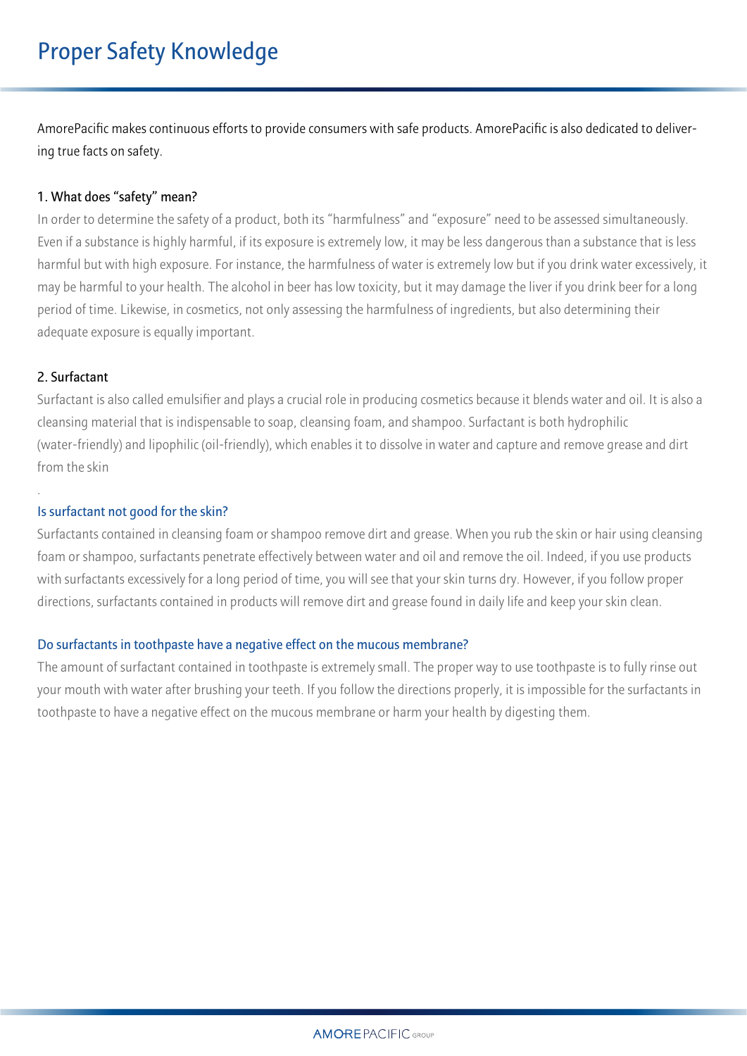# Proper Safety Knowledge

AmorePacific makes continuous efforts to provide consumers with safe products. AmorePacific is also dedicated to delivering true facts on safety.

## 1. What does "safety" mean?

In order to determine the safety of a product, both its "harmfulness" and "exposure" need to be assessed simultaneously. Even if a substance is highly harmful, if its exposure is extremely low, it may be less dangerous than a substance that is less harmful but with high exposure. For instance, the harmfulness of water is extremely low but if you drink water excessively, it may be harmful to your health. The alcohol in beer has low toxicity, but it may damage the liver if you drink beer for a long period of time. Likewise, in cosmetics, not only assessing the harmfulness of ingredients, but also determining their adequate exposure is equally important.

## 2. Surfactant

Surfactant is also called emulsifier and plays a crucial role in producing cosmetics because it blends water and oil. It is also a cleansing material that is indispensable to soap, cleansing foam, and shampoo. Surfactant is both hydrophilic (water-friendly) and lipophilic (oil-friendly), which enables it to dissolve in water and capture and remove grease and dirt from the skin

.

### Is surfactant not good for the skin?

Surfactants contained in cleansing foam or shampoo remove dirt and grease. When you rub the skin or hair using cleansing foam or shampoo, surfactants penetrate effectively between water and oil and remove the oil. Indeed, if you use products with surfactants excessively for a long period of time, you will see that your skin turns dry. However, if you follow proper directions, surfactants contained in products will remove dirt and grease found in daily life and keep your skin clean.

### Do surfactants in toothpaste have a negative effect on the mucous membrane?

The amount of surfactant contained in toothpaste is extremely small. The proper way to use toothpaste is to fully rinse out your mouth with water after brushing your teeth. If you follow the directions properly, it is impossible for the surfactants in toothpaste to have a negative effect on the mucous membrane or harm your health by digesting them.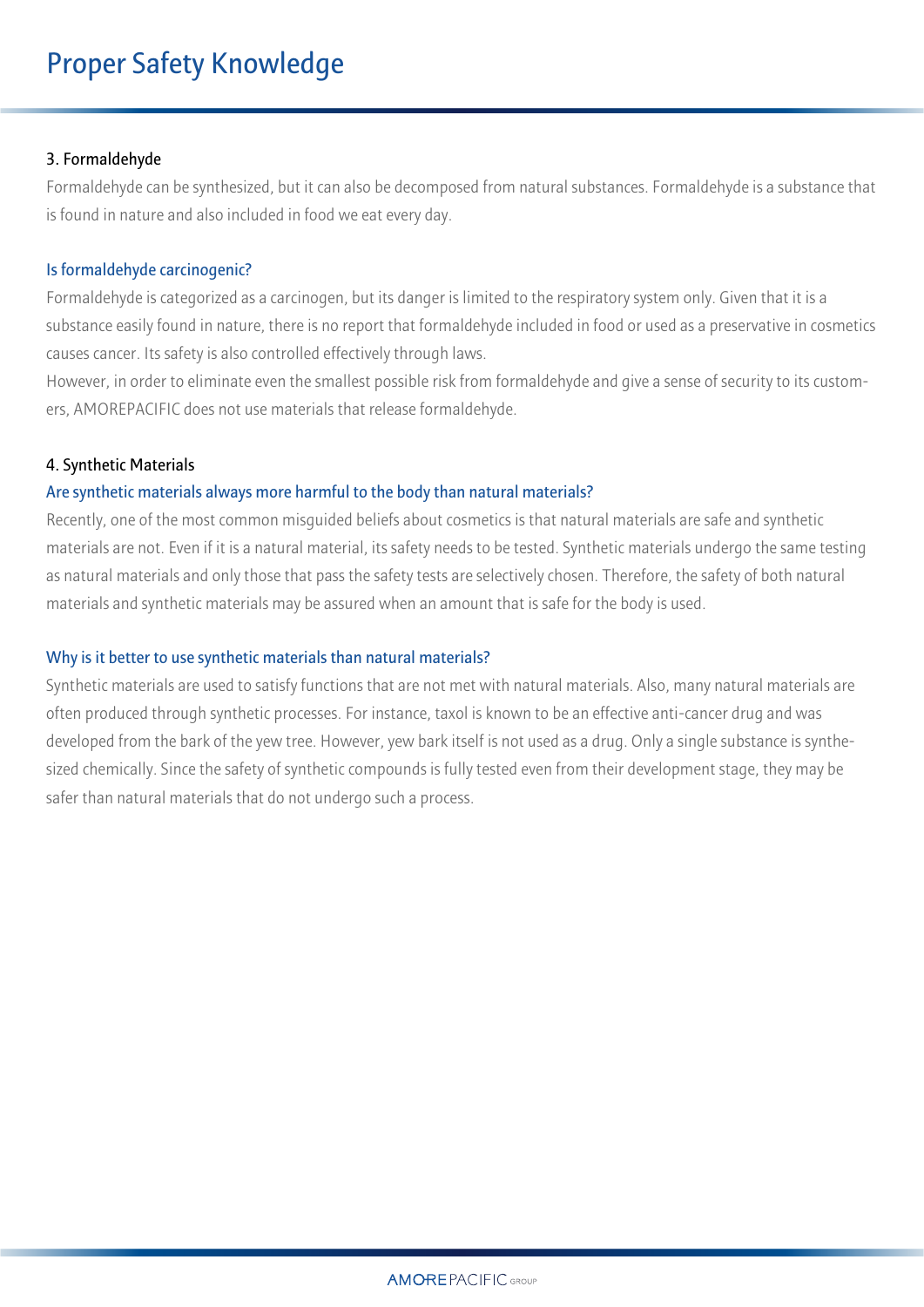# Proper Safety Knowledge

### 3. Formaldehyde

Formaldehyde can be synthesized, but it can also be decomposed from natural substances. Formaldehyde is a substance that is found in nature and also included in food we eat every day.

#### Is formaldehyde carcinogenic?

Formaldehyde is categorized as a carcinogen, but its danger is limited to the respiratory system only. Given that it is a substance easily found in nature, there is no report that formaldehyde included in food or used as a preservative in cosmetics causes cancer. Its safety is also controlled effectively through laws.

However, in order to eliminate even the smallest possible risk from formaldehyde and give a sense of security to its customers, AMOREPACIFIC does not use materials that release formaldehyde.

### 4. Synthetic Materials

#### Are synthetic materials always more harmful to the body than natural materials?

Recently, one of the most common misguided beliefs about cosmetics is that natural materials are safe and synthetic materials are not. Even if it is a natural material, its safety needs to be tested. Synthetic materials undergo the same testing as natural materials and only those that pass the safety tests are selectively chosen. Therefore, the safety of both natural materials and synthetic materials may be assured when an amount that is safe for the body is used.

#### Why is it better to use synthetic materials than natural materials?

Synthetic materials are used to satisfy functions that are not met with natural materials. Also, many natural materials are often produced through synthetic processes. For instance, taxol is known to be an effective anti-cancer drug and was developed from the bark of the yew tree. However, yew bark itself is not used as a drug. Only a single substance is synthesized chemically. Since the safety of synthetic compounds is fully tested even from their development stage, they may be safer than natural materials that do not undergo such a process.